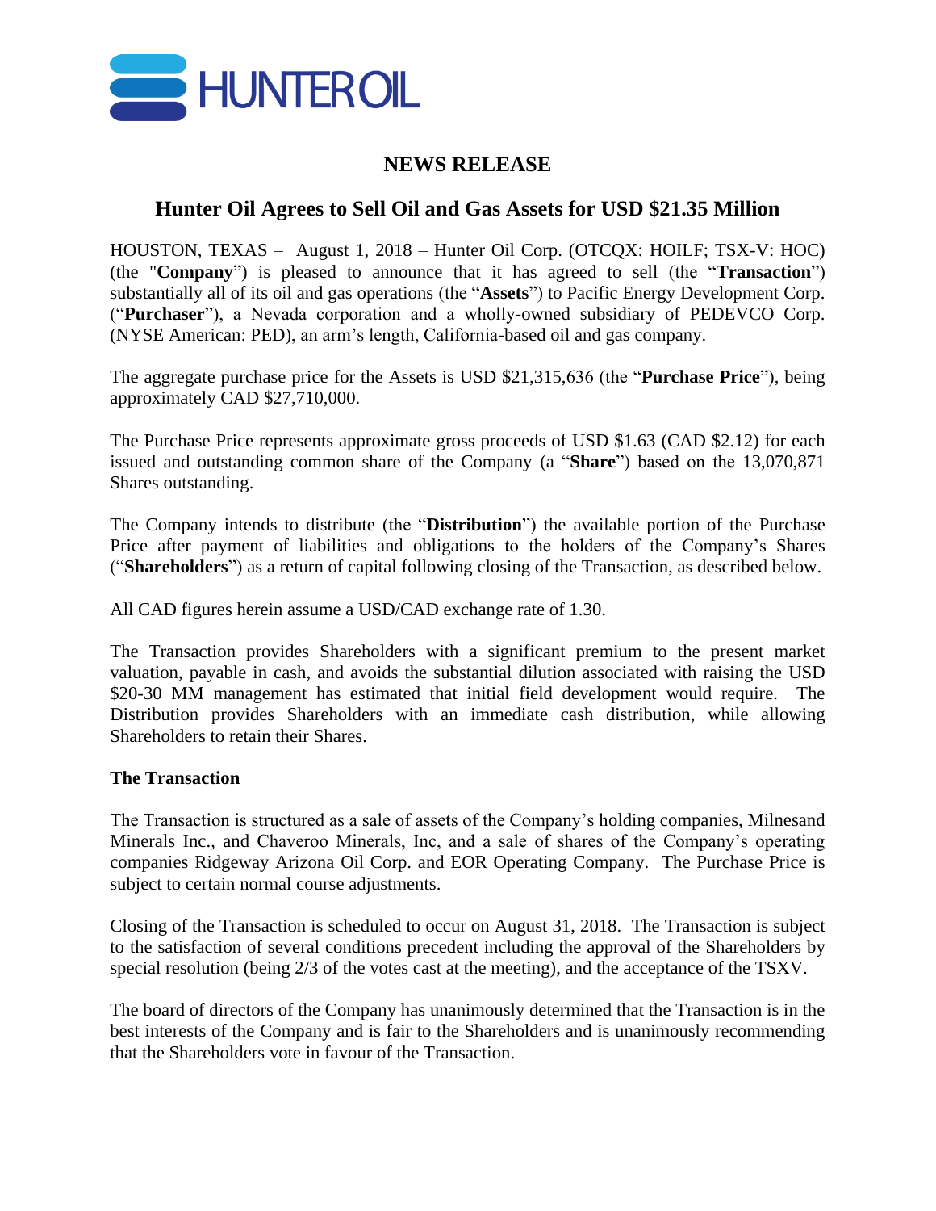HUNTER OIL

# NEWS RELEASE

## Hunter Oil Agrees to Sell Oil and Gas Assets for USD $21.35 Million

HOUSTON, TEXAS – August 1, 2018 – Hunter Oil Corp. (OTCQX: HOILF; TSX-V: HOC) (the "**Company**") is pleased to announce that it has agreed to sell (the "**Transaction**") substantially all of its oil and gas operations (the "**Assets**") to Pacific Energy Development Corp. ("**Purchaser**"), a Nevada corporation and a wholly-owned subsidiary of PEDEVCO Corp. (NYSE American: PED), an arm's length, California-based oil and gas company.

The aggregate purchase price for the Assets is USD $21,315,636 (the "**Purchase Price**"), being approximately CAD $27,710,000.

The Purchase Price represents approximate gross proceeds of USD $1.63 (CAD $2.12) for each issued and outstanding common share of the Company (a "**Share**") based on the 13,070,871 Shares outstanding.

The Company intends to distribute (the "**Distribution**") the available portion of the Purchase Price after payment of liabilities and obligations to the holders of the Company's Shares ("**Shareholders**") as a return of capital following closing of the Transaction, as described below.

All CAD figures herein assume a USD/CAD exchange rate of 1.30.

The Transaction provides Shareholders with a significant premium to the present market valuation, payable in cash, and avoids the substantial dilution associated with raising the USD $20-30 MM management has estimated that initial field development would require. The Distribution provides Shareholders with an immediate cash distribution, while allowing Shareholders to retain their Shares.

### The Transaction

The Transaction is structured as a sale of assets of the Company's holding companies, Milnesand Minerals Inc., and Chaveroo Minerals, Inc, and a sale of shares of the Company's operating companies Ridgeway Arizona Oil Corp. and EOR Operating Company. The Purchase Price is subject to certain normal course adjustments.

Closing of the Transaction is scheduled to occur on August 31, 2018. The Transaction is subject to the satisfaction of several conditions precedent including the approval of the Shareholders by special resolution (being 2/3 of the votes cast at the meeting), and the acceptance of the TSXV.

The board of directors of the Company has unanimously determined that the Transaction is in the best interests of the Company and is fair to the Shareholders and is unanimously recommending that the Shareholders vote in favour of the Transaction.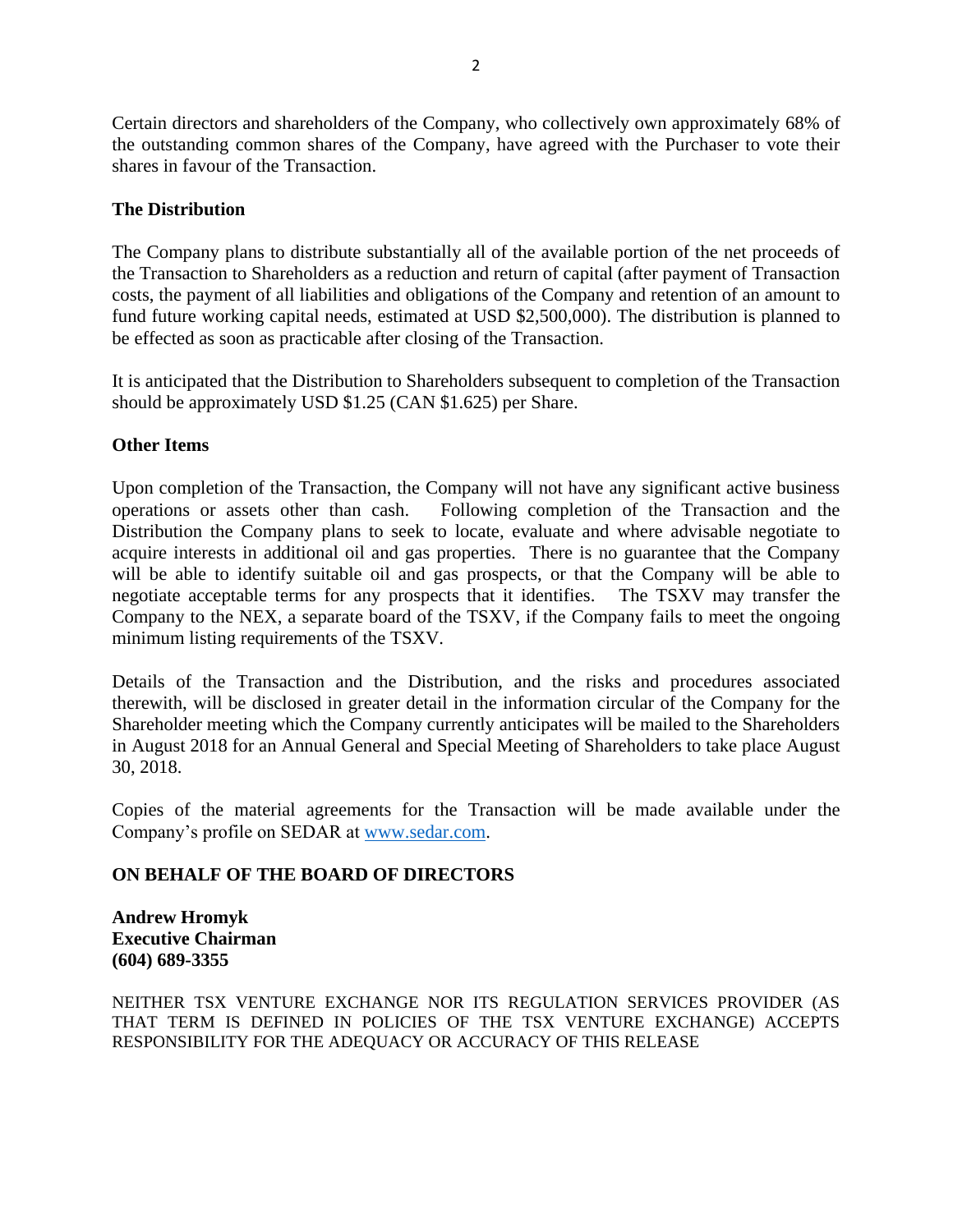Certain directors and shareholders of the Company, who collectively own approximately 68% of the outstanding common shares of the Company, have agreed with the Purchaser to vote their shares in favour of the Transaction.

**The Distribution**

The Company plans to distribute substantially all of the available portion of the net proceeds of the Transaction to Shareholders as a reduction and return of capital (after payment of Transaction costs, the payment of all liabilities and obligations of the Company and retention of an amount to fund future working capital needs, estimated at USD $2,500,000). The distribution is planned to be effected as soon as practicable after closing of the Transaction.

It is anticipated that the Distribution to Shareholders subsequent to completion of the Transaction should be approximately USD $1.25 (CAN $1.625) per Share.

**Other Items**

Upon completion of the Transaction, the Company will not have any significant active business operations or assets other than cash. Following completion of the Transaction and the Distribution the Company plans to seek to locate, evaluate and where advisable negotiate to acquire interests in additional oil and gas properties. There is no guarantee that the Company will be able to identify suitable oil and gas prospects, or that the Company will be able to negotiate acceptable terms for any prospects that it identifies. The TSXV may transfer the Company to the NEX, a separate board of the TSXV, if the Company fails to meet the ongoing minimum listing requirements of the TSXV.

Details of the Transaction and the Distribution, and the risks and procedures associated therewith, will be disclosed in greater detail in the information circular of the Company for the Shareholder meeting which the Company currently anticipates will be mailed to the Shareholders in August 2018 for an Annual General and Special Meeting of Shareholders to take place August 30, 2018.

Copies of the material agreements for the Transaction will be made available under the Company's profile on SEDAR at www.sedar.com.

**ON BEHALF OF THE BOARD OF DIRECTORS**

**Andrew Hromyk**
**Executive Chairman**
**(604) 689-3355**

NEITHER TSX VENTURE EXCHANGE NOR ITS REGULATION SERVICES PROVIDER (AS THAT TERM IS DEFINED IN POLICIES OF THE TSX VENTURE EXCHANGE) ACCEPTS RESPONSIBILITY FOR THE ADEQUACY OR ACCURACY OF THIS RELEASE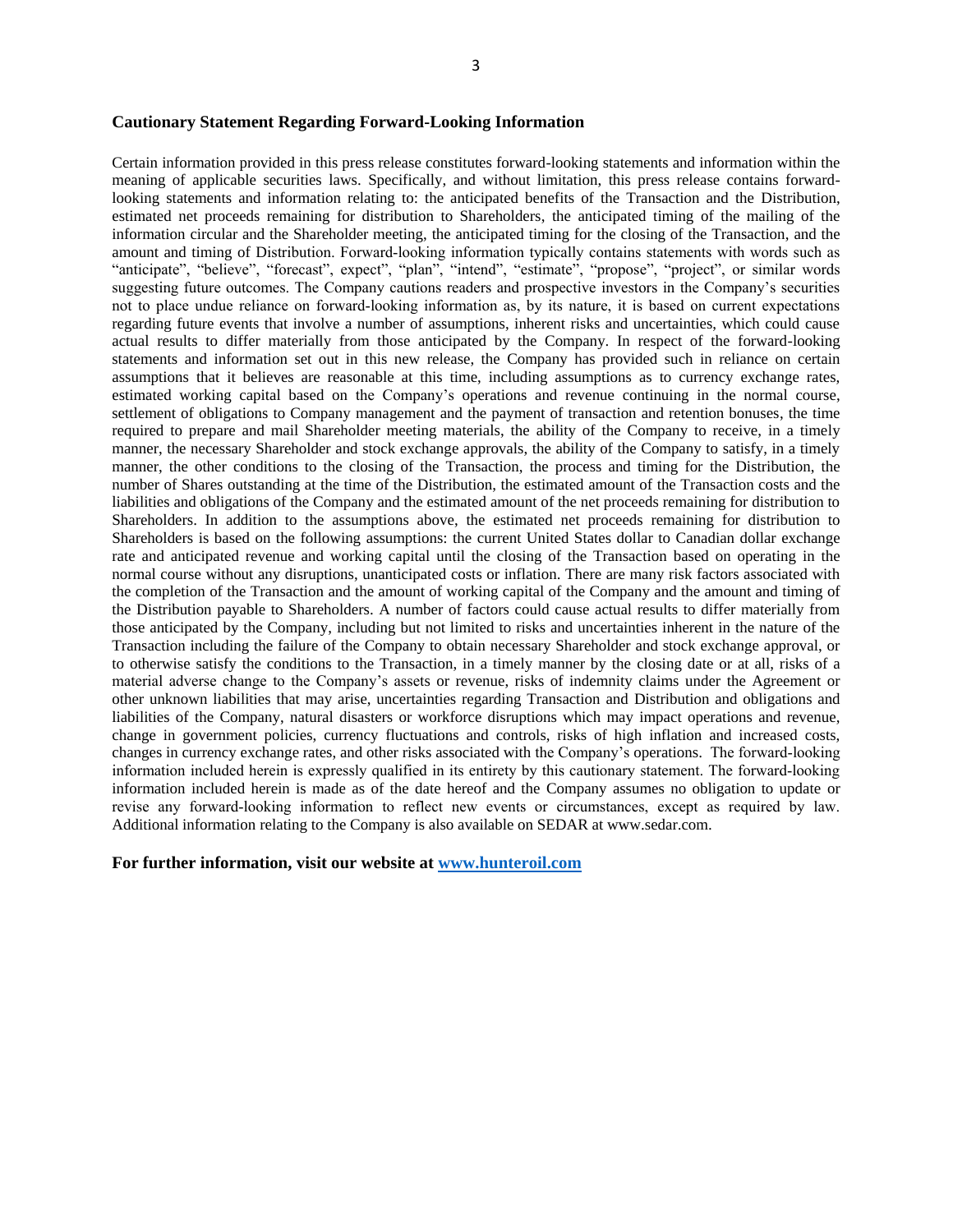**Cautionary Statement Regarding Forward-Looking Information**

Certain information provided in this press release constitutes forward-looking statements and information within the meaning of applicable securities laws. Specifically, and without limitation, this press release contains forward-looking statements and information relating to: the anticipated benefits of the Transaction and the Distribution, estimated net proceeds remaining for distribution to Shareholders, the anticipated timing of the mailing of the information circular and the Shareholder meeting, the anticipated timing for the closing of the Transaction, and the amount and timing of Distribution. Forward-looking information typically contains statements with words such as "anticipate", "believe", "forecast", expect", "plan", "intend", "estimate", "propose", "project", or similar words suggesting future outcomes. The Company cautions readers and prospective investors in the Company's securities not to place undue reliance on forward-looking information as, by its nature, it is based on current expectations regarding future events that involve a number of assumptions, inherent risks and uncertainties, which could cause actual results to differ materially from those anticipated by the Company. In respect of the forward-looking statements and information set out in this new release, the Company has provided such in reliance on certain assumptions that it believes are reasonable at this time, including assumptions as to currency exchange rates, estimated working capital based on the Company's operations and revenue continuing in the normal course, settlement of obligations to Company management and the payment of transaction and retention bonuses, the time required to prepare and mail Shareholder meeting materials, the ability of the Company to receive, in a timely manner, the necessary Shareholder and stock exchange approvals, the ability of the Company to satisfy, in a timely manner, the other conditions to the closing of the Transaction, the process and timing for the Distribution, the number of Shares outstanding at the time of the Distribution, the estimated amount of the Transaction costs and the liabilities and obligations of the Company and the estimated amount of the net proceeds remaining for distribution to Shareholders. In addition to the assumptions above, the estimated net proceeds remaining for distribution to Shareholders is based on the following assumptions: the current United States dollar to Canadian dollar exchange rate and anticipated revenue and working capital until the closing of the Transaction based on operating in the normal course without any disruptions, unanticipated costs or inflation. There are many risk factors associated with the completion of the Transaction and the amount of working capital of the Company and the amount and timing of the Distribution payable to Shareholders. A number of factors could cause actual results to differ materially from those anticipated by the Company, including but not limited to risks and uncertainties inherent in the nature of the Transaction including the failure of the Company to obtain necessary Shareholder and stock exchange approval, or to otherwise satisfy the conditions to the Transaction, in a timely manner by the closing date or at all, risks of a material adverse change to the Company's assets or revenue, risks of indemnity claims under the Agreement or other unknown liabilities that may arise, uncertainties regarding Transaction and Distribution and obligations and liabilities of the Company, natural disasters or workforce disruptions which may impact operations and revenue, change in government policies, currency fluctuations and controls, risks of high inflation and increased costs, changes in currency exchange rates, and other risks associated with the Company's operations. The forward-looking information included herein is expressly qualified in its entirety by this cautionary statement. The forward-looking information included herein is made as of the date hereof and the Company assumes no obligation to update or revise any forward-looking information to reflect new events or circumstances, except as required by law. Additional information relating to the Company is also available on SEDAR at www.sedar.com.

**For further information, visit our website at [www.hunteroil.com](http://www.hunteroil.com)**